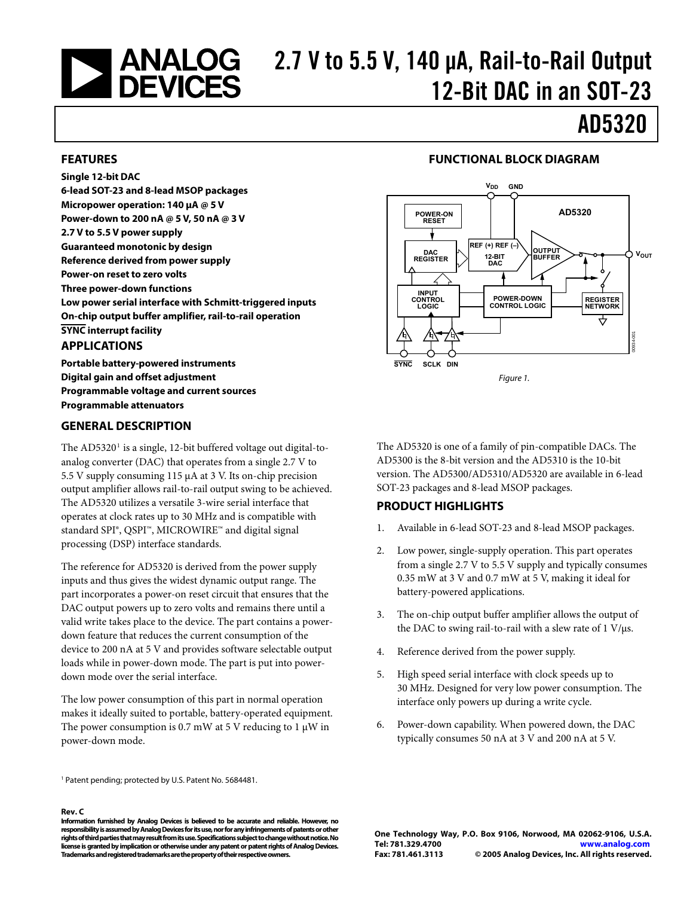# 2.7 V to 5.5 V, 140 μA, Rail-to-Rail Output 12-Bit DAC in an SOT-23

# AD5320

## FEATURES

**Single 12-bit DAC**
**6-lead SOT-23 and 8-lead MSOP packages**
**Micropower operation: 140 μA @ 5 V**
**Power-down to 200 nA @ 5 V, 50 nA @ 3 V**
**2.7 V to 5.5 V power supply**
**Guaranteed monotonic by design**
**Reference derived from power supply**
**Power-on reset to zero volts**
**Three power-down functions**
**Low power serial interface with Schmitt-triggered inputs**
**On-chip output buffer amplifier, rail-to-rail operation**
**SYNC interrupt facility**

## APPLICATIONS

**Portable battery-powered instruments**
**Digital gain and offset adjustment**
**Programmable voltage and current sources**
**Programmable attenuators**

## FUNCTIONAL BLOCK DIAGRAM

Figure 1.

## GENERAL DESCRIPTION

The AD5320[1] is a single, 12-bit buffered voltage out digital-to-analog converter (DAC) that operates from a single 2.7 V to 5.5 V supply consuming 115 μA at 3 V. Its on-chip precision output amplifier allows rail-to-rail output swing to be achieved. The AD5320 utilizes a versatile 3-wire serial interface that operates at clock rates up to 30 MHz and is compatible with standard SPI®, QSPI™, MICROWIRE™ and digital signal processing (DSP) interface standards.

The reference for AD5320 is derived from the power supply inputs and thus gives the widest dynamic output range. The part incorporates a power-on reset circuit that ensures that the DAC output powers up to zero volts and remains there until a valid write takes place to the device. The part contains a power-down feature that reduces the current consumption of the device to 200 nA at 5 V and provides software selectable output loads while in power-down mode. The part is put into power-down mode over the serial interface.

The low power consumption of this part in normal operation makes it ideally suited to portable, battery-operated equipment. The power consumption is 0.7 mW at 5 V reducing to 1 μW in power-down mode.

The AD5320 is one of a family of pin-compatible DACs. The AD5300 is the 8-bit version and the AD5310 is the 10-bit version. The AD5300/AD5310/AD5320 are available in 6-lead SOT-23 packages and 8-lead MSOP packages.

## PRODUCT HIGHLIGHTS

1. Available in 6-lead SOT-23 and 8-lead MSOP packages.
2. Low power, single-supply operation. This part operates from a single 2.7 V to 5.5 V supply and typically consumes 0.35 mW at 3 V and 0.7 mW at 5 V, making it ideal for battery-powered applications.
3. The on-chip output buffer amplifier allows the output of the DAC to swing rail-to-rail with a slew rate of 1 V/μs.
4. Reference derived from the power supply.
5. High speed serial interface with clock speeds up to 30 MHz. Designed for very low power consumption. The interface only powers up during a write cycle.
6. Power-down capability. When powered down, the DAC typically consumes 50 nA at 3 V and 200 nA at 5 V.

[1] Patent pending; protected by U.S. Patent No. 5684481.

**Rev. C**

**Information furnished by Analog Devices is believed to be accurate and reliable. However, no responsibility is assumed by Analog Devices for its use, nor for any infringements of patents or other rights of third parties that may result from its use. Specifications subject to change without notice. No license is granted by implication or otherwise under any patent or patent rights of Analog Devices. Trademarks and registered trademarks are the property of their respective owners.**

**One Technology Way, P.O. Box 9106, Norwood, MA 02062-9106, U.S.A.**
**Tel: 781.329.4700** **www.analog.com**
**Fax: 781.461.3113** **© 2005 Analog Devices, Inc. All rights reserved.**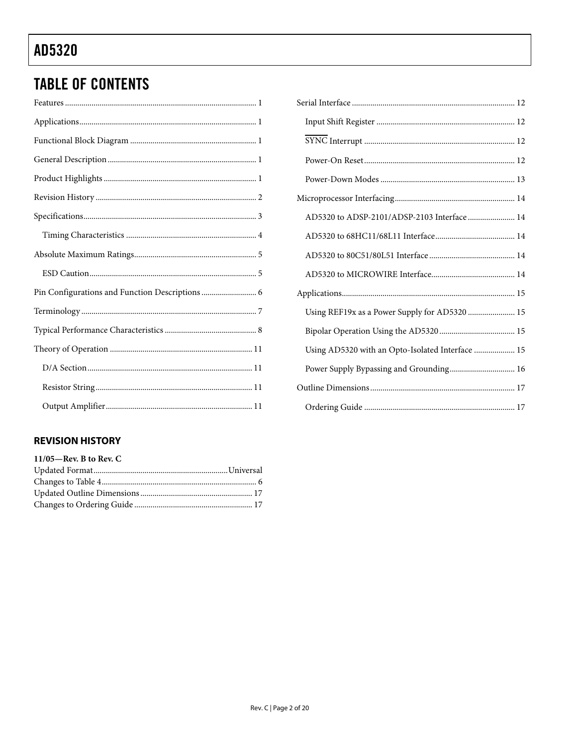## TABLE OF CONTENTS

Features ... 1
Applications ... 1
Functional Block Diagram ... 1
General Description ... 1
Product Highlights ... 1
Revision History ... 2
Specifications ... 3
- Timing Characteristics ... 4

Absolute Maximum Ratings ... 5
- ESD Caution ... 5

Pin Configurations and Function Descriptions ... 6
Terminology ... 7
Typical Performance Characteristics ... 8
Theory of Operation ... 11
- D/A Section ... 11
- Resistor String ... 11
- Output Amplifier ... 11

Serial Interface ... 12
- Input Shift Register ... 12
- $\overline{\text{SYNC}}$ Interrupt ... 12
- Power-On Reset ... 12
- Power-Down Modes ... 13

Microprocessor Interfacing ... 14
- AD5320 to ADSP-2101/ADSP-2103 Interface ... 14
- AD5320 to 68HC11/68L11 Interface ... 14
- AD5320 to 80C51/80L51 Interface ... 14
- AD5320 to MICROWIRE Interface ... 14

Applications ... 15
- Using REF19x as a Power Supply for AD5320 ... 15
- Bipolar Operation Using the AD5320 ... 15
- Using AD5320 with an Opto-Isolated Interface ... 15
- Power Supply Bypassing and Grounding ... 16

Outline Dimensions ... 17
- Ordering Guide ... 17

### REVISION HISTORY

**11/05—Rev. B to Rev. C**

Updated Format ... Universal
Changes to Table 4 ... 6
Updated Outline Dimensions ... 17
Changes to Ordering Guide ... 17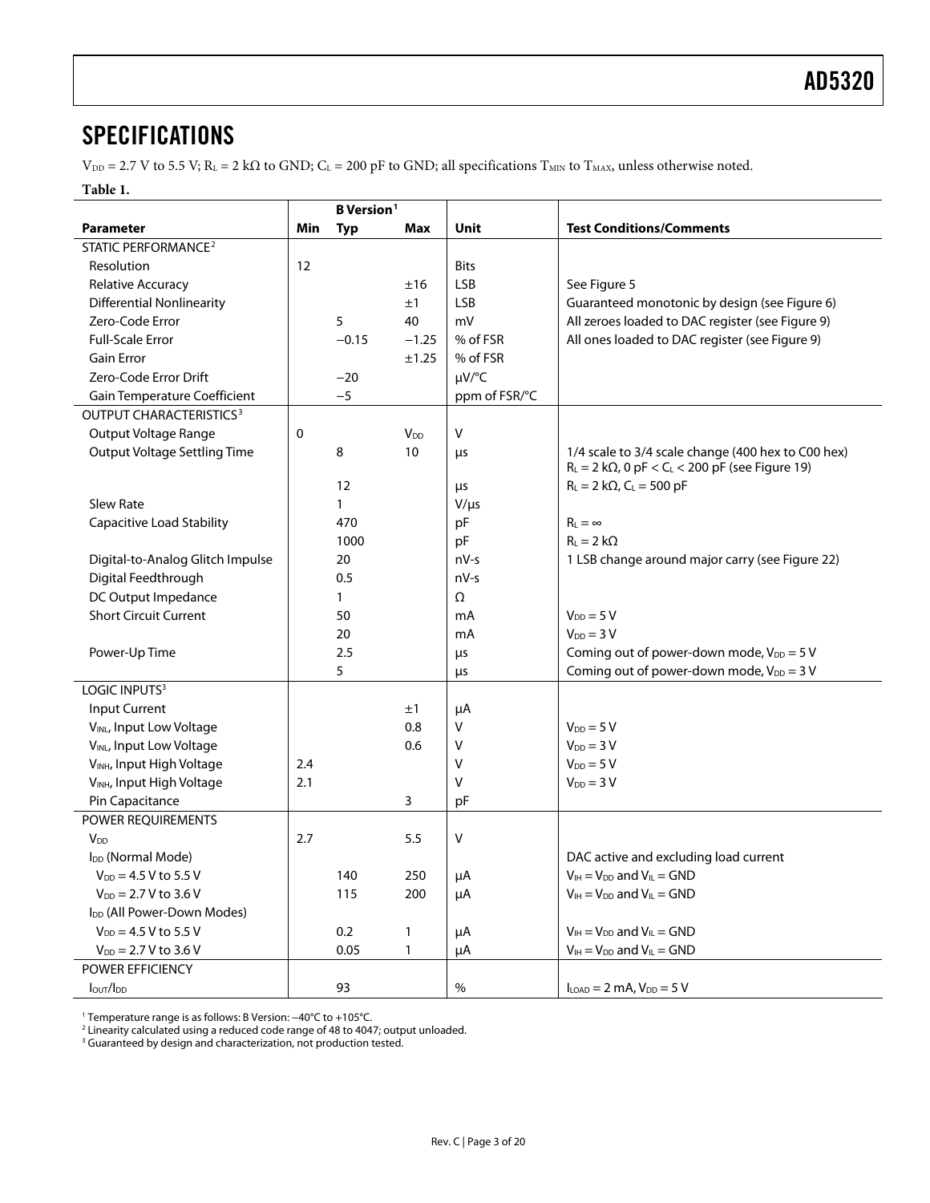## SPECIFICATIONS

$V_{DD}$ = 2.7 V to 5.5 V; $R_L$ = 2 kΩ to GND; $C_L$ = 200 pF to GND; all specifications $T_{MIN}$ to $T_{MAX}$, unless otherwise noted.

**Table 1.**

| Parameter | B Version[1] Min | Typ | Max | Unit | Test Conditions/Comments |
|---|---|---|---|---|---|
| STATIC PERFORMANCE[2] | | | | | |
| Resolution | 12 | | | Bits | |
| Relative Accuracy | | | ±16 | LSB | See Figure 5 |
| Differential Nonlinearity | | | ±1 | LSB | Guaranteed monotonic by design (see Figure 6) |
| Zero-Code Error | | 5 | 40 | mV | All zeroes loaded to DAC register (see Figure 9) |
| Full-Scale Error | | −0.15 | −1.25 | % of FSR | All ones loaded to DAC register (see Figure 9) |
| Gain Error | | | ±1.25 | % of FSR | |
| Zero-Code Error Drift | | −20 | | μV/°C | |
| Gain Temperature Coefficient | | −5 | | ppm of FSR/°C | |
| OUTPUT CHARACTERISTICS[3] | | | | | |
| Output Voltage Range | 0 | | $V_{DD}$ | V | |
| Output Voltage Settling Time | | 8 | 10 | μs | 1/4 scale to 3/4 scale change (400 hex to C00 hex) $R_L$ = 2 kΩ, 0 pF < $C_L$ < 200 pF (see Figure 19) |
| | | 12 | | μs | $R_L$ = 2 kΩ, $C_L$ = 500 pF |
| Slew Rate | | 1 | | V/μs | |
| Capacitive Load Stability | | 470 | | pF | $R_L$ = ∞ |
| | | 1000 | | pF | $R_L$ = 2 kΩ |
| Digital-to-Analog Glitch Impulse | | 20 | | nV-s | 1 LSB change around major carry (see Figure 22) |
| Digital Feedthrough | | 0.5 | | nV-s | |
| DC Output Impedance | | 1 | | Ω | |
| Short Circuit Current | | 50 | | mA | $V_{DD}$ = 5 V |
| | | 20 | | mA | $V_{DD}$ = 3 V |
| Power-Up Time | | 2.5 | | μs | Coming out of power-down mode, $V_{DD}$ = 5 V |
| | | 5 | | μs | Coming out of power-down mode, $V_{DD}$ = 3 V |
| LOGIC INPUTS[3] | | | | | |
| Input Current | | | ±1 | μA | |
| $V_{INL}$, Input Low Voltage | | | 0.8 | V | $V_{DD}$ = 5 V |
| $V_{INL}$, Input Low Voltage | | | 0.6 | V | $V_{DD}$ = 3 V |
| $V_{INH}$, Input High Voltage | 2.4 | | | V | $V_{DD}$ = 5 V |
| $V_{INH}$, Input High Voltage | 2.1 | | | V | $V_{DD}$ = 3 V |
| Pin Capacitance | | | 3 | pF | |
| POWER REQUIREMENTS | | | | | |
| $V_{DD}$ | 2.7 | | 5.5 | V | |
| $I_{DD}$ (Normal Mode) | | | | | DAC active and excluding load current |
| $V_{DD}$ = 4.5 V to 5.5 V | | 140 | 250 | μA | $V_{IH}$ = $V_{DD}$ and $V_{IL}$ = GND |
| $V_{DD}$ = 2.7 V to 3.6 V | | 115 | 200 | μA | $V_{IH}$ = $V_{DD}$ and $V_{IL}$ = GND |
| $I_{DD}$ (All Power-Down Modes) | | | | | |
| $V_{DD}$ = 4.5 V to 5.5 V | | 0.2 | 1 | μA | $V_{IH}$ = $V_{DD}$ and $V_{IL}$ = GND |
| $V_{DD}$ = 2.7 V to 3.6 V | | 0.05 | 1 | μA | $V_{IH}$ = $V_{DD}$ and $V_{IL}$ = GND |
| POWER EFFICIENCY | | | | | |
| $I_{OUT}/I_{DD}$ | | 93 | | % | $I_{LOAD}$ = 2 mA, $V_{DD}$ = 5 V |

[1] Temperature range is as follows: B Version: −40°C to +105°C.
[2] Linearity calculated using a reduced code range of 48 to 4047; output unloaded.
[3] Guaranteed by design and characterization, not production tested.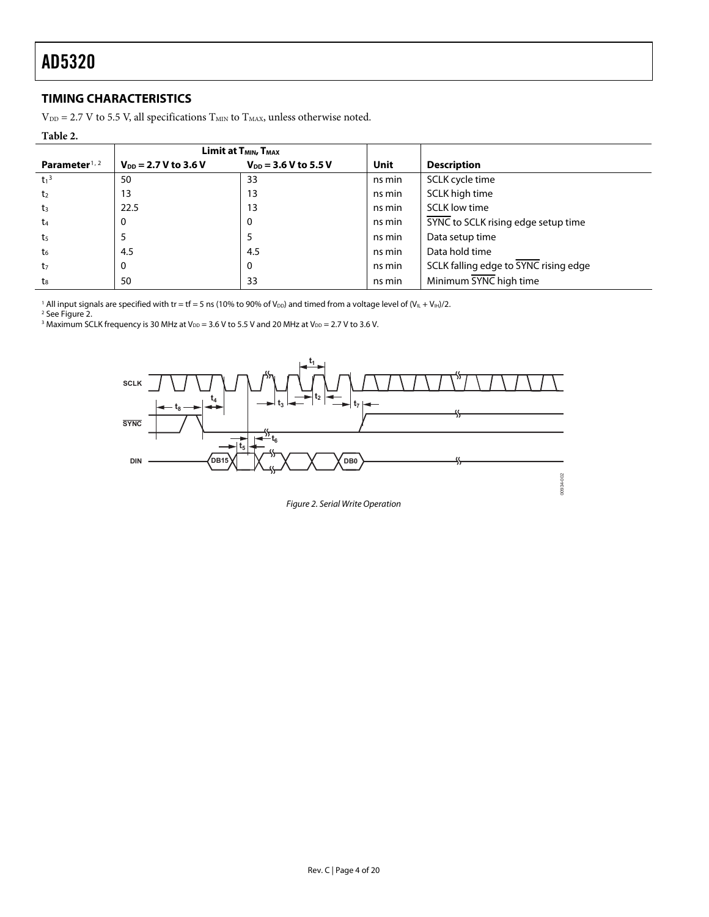## TIMING CHARACTERISTICS

$V_{DD}$ = 2.7 V to 5.5 V, all specifications $T_{MIN}$ to $T_{MAX}$, unless otherwise noted.

**Table 2.**

| | Limit at $T_{MIN}$, $T_{MAX}$ | | | |
|---|---|---|---|---|
| **Parameter**[1, 2] | **$V_{DD}$ = 2.7 V to 3.6 V** | **$V_{DD}$ = 3.6 V to 5.5 V** | **Unit** | **Description** |
| $t_1$[3] | 50 | 33 | ns min | SCLK cycle time |
| $t_2$ | 13 | 13 | ns min | SCLK high time |
| $t_3$ | 22.5 | 13 | ns min | SCLK low time |
| $t_4$ | 0 | 0 | ns min | $\overline{\text{SYNC}}$ to SCLK rising edge setup time |
| $t_5$ | 5 | 5 | ns min | Data setup time |
| $t_6$ | 4.5 | 4.5 | ns min | Data hold time |
| $t_7$ | 0 | 0 | ns min | SCLK falling edge to $\overline{\text{SYNC}}$ rising edge |
| $t_8$ | 50 | 33 | ns min | Minimum $\overline{\text{SYNC}}$ high time |

[1] All input signals are specified with tr = tf = 5 ns (10% to 90% of $V_{DD}$) and timed from a voltage level of $(V_{IL} + V_{IH})/2$.
[2] See Figure 2.
[3] Maximum SCLK frequency is 30 MHz at $V_{DD}$ = 3.6 V to 5.5 V and 20 MHz at $V_{DD}$ = 2.7 V to 3.6 V.

*Figure 2. Serial Write Operation*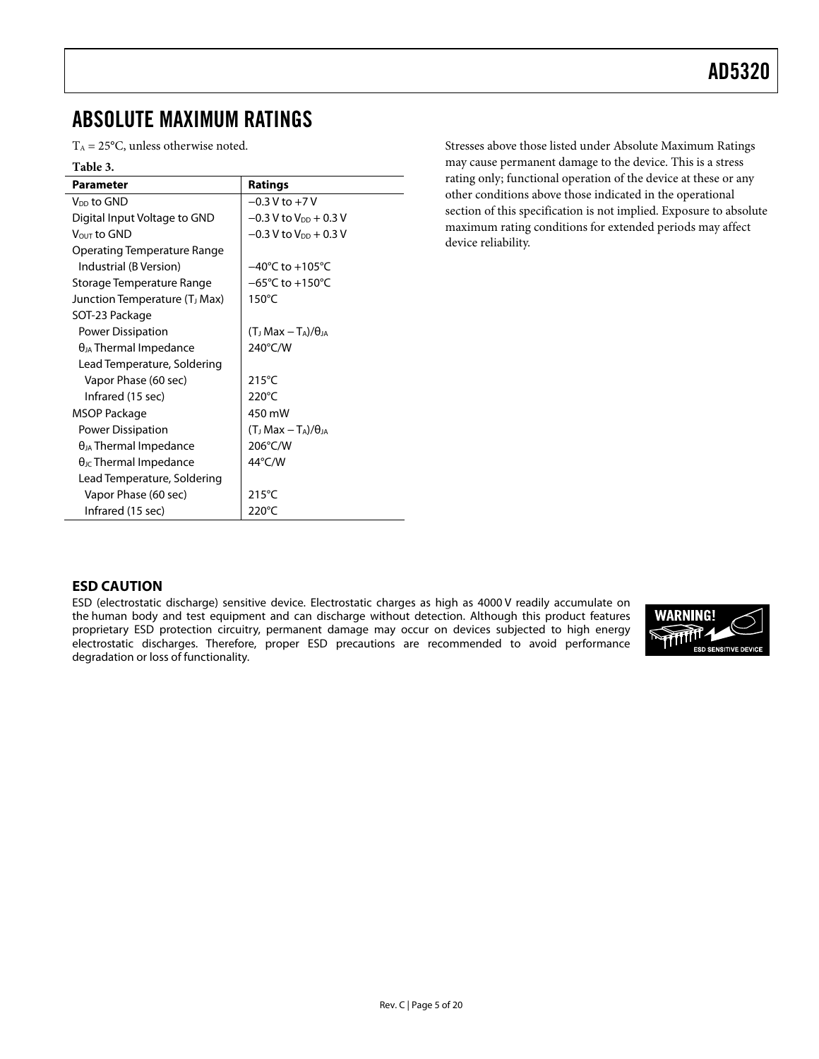## ABSOLUTE MAXIMUM RATINGS

$T_A$ = 25°C, unless otherwise noted.

**Table 3.**

| Parameter | Ratings |
|---|---|
| $V_{DD}$ to GND | −0.3 V to +7 V |
| Digital Input Voltage to GND | −0.3 V to $V_{DD}$ + 0.3 V |
| $V_{OUT}$ to GND | −0.3 V to $V_{DD}$ + 0.3 V |
| Operating Temperature Range | |
| Industrial (B Version) | −40°C to +105°C |
| Storage Temperature Range | −65°C to +150°C |
| Junction Temperature ($T_J$ Max) | 150°C |
| SOT-23 Package | |
| Power Dissipation | $(T_J \text{ Max} - T_A)/\theta_{JA}$ |
| $\theta_{JA}$ Thermal Impedance | 240°C/W |
| Lead Temperature, Soldering | |
| Vapor Phase (60 sec) | 215°C |
| Infrared (15 sec) | 220°C |
| MSOP Package | 450 mW |
| Power Dissipation | $(T_J \text{ Max} - T_A)/\theta_{JA}$ |
| $\theta_{JA}$ Thermal Impedance | 206°C/W |
| $\theta_{JC}$ Thermal Impedance | 44°C/W |
| Lead Temperature, Soldering | |
| Vapor Phase (60 sec) | 215°C |
| Infrared (15 sec) | 220°C |

Stresses above those listed under Absolute Maximum Ratings may cause permanent damage to the device. This is a stress rating only; functional operation of the device at these or any other conditions above those indicated in the operational section of this specification is not implied. Exposure to absolute maximum rating conditions for extended periods may affect device reliability.

### ESD CAUTION

ESD (electrostatic discharge) sensitive device. Electrostatic charges as high as 4000 V readily accumulate on the human body and test equipment and can discharge without detection. Although this product features proprietary ESD protection circuitry, permanent damage may occur on devices subjected to high energy electrostatic discharges. Therefore, proper ESD precautions are recommended to avoid performance degradation or loss of functionality.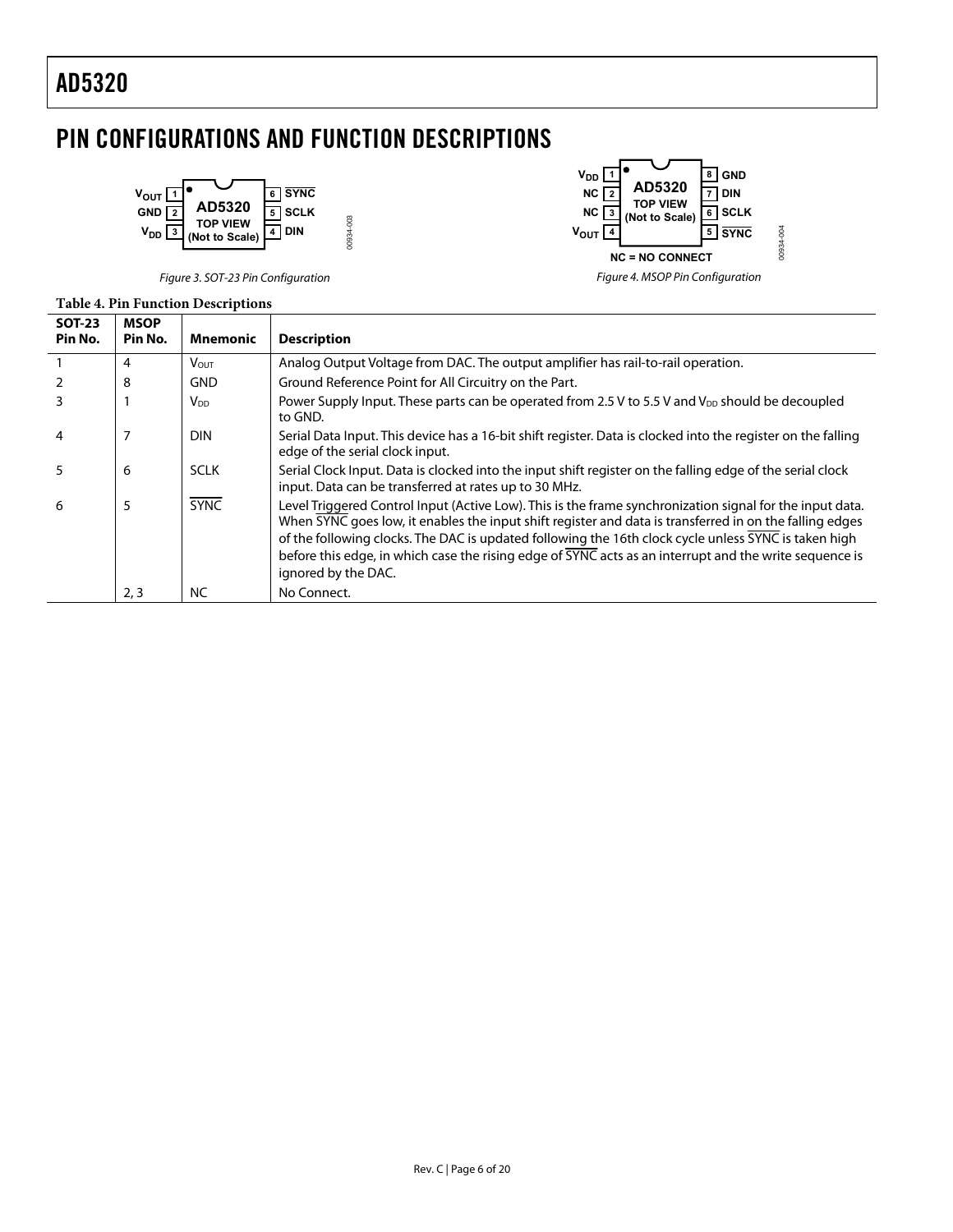## PIN CONFIGURATIONS AND FUNCTION DESCRIPTIONS

Figure 3. SOT-23 Pin Configuration

Figure 4. MSOP Pin Configuration

**Table 4. Pin Function Descriptions**

| SOT-23 Pin No. | MSOP Pin No. | Mnemonic | Description |
|---|---|---|---|
| 1 | 4 | $V_{OUT}$ | Analog Output Voltage from DAC. The output amplifier has rail-to-rail operation. |
| 2 | 8 | GND | Ground Reference Point for All Circuitry on the Part. |
| 3 | 1 | $V_{DD}$ | Power Supply Input. These parts can be operated from 2.5 V to 5.5 V and $V_{DD}$ should be decoupled to GND. |
| 4 | 7 | DIN | Serial Data Input. This device has a 16-bit shift register. Data is clocked into the register on the falling edge of the serial clock input. |
| 5 | 6 | SCLK | Serial Clock Input. Data is clocked into the input shift register on the falling edge of the serial clock input. Data can be transferred at rates up to 30 MHz. |
| 6 | 5 | $\overline{SYNC}$ | Level Triggered Control Input (Active Low). This is the frame synchronization signal for the input data. When $\overline{SYNC}$ goes low, it enables the input shift register and data is transferred in on the falling edges of the following clocks. The DAC is updated following the 16th clock cycle unless $\overline{SYNC}$ is taken high before this edge, in which case the rising edge of $\overline{SYNC}$ acts as an interrupt and the write sequence is ignored by the DAC. |
| | 2, 3 | NC | No Connect. |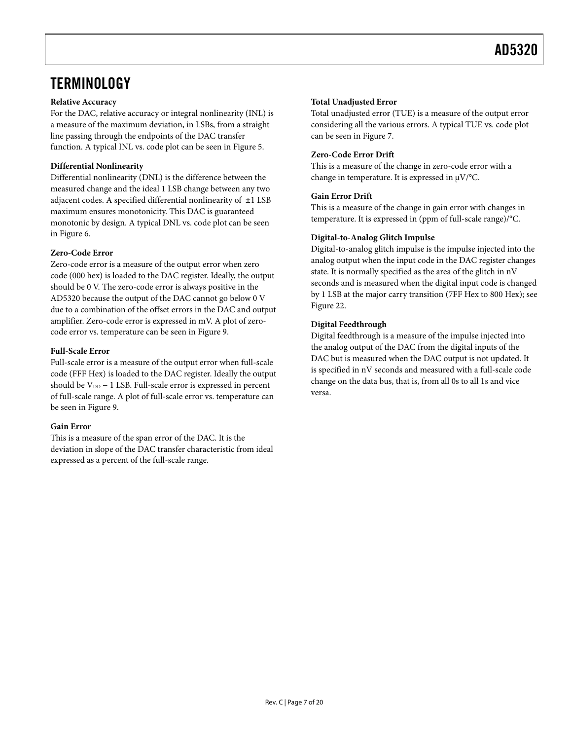# TERMINOLOGY

**Relative Accuracy**

For the DAC, relative accuracy or integral nonlinearity (INL) is a measure of the maximum deviation, in LSBs, from a straight line passing through the endpoints of the DAC transfer function. A typical INL vs. code plot can be seen in Figure 5.

**Differential Nonlinearity**

Differential nonlinearity (DNL) is the difference between the measured change and the ideal 1 LSB change between any two adjacent codes. A specified differential nonlinearity of ±1 LSB maximum ensures monotonicity. This DAC is guaranteed monotonic by design. A typical DNL vs. code plot can be seen in Figure 6.

**Zero-Code Error**

Zero-code error is a measure of the output error when zero code (000 hex) is loaded to the DAC register. Ideally, the output should be 0 V. The zero-code error is always positive in the AD5320 because the output of the DAC cannot go below 0 V due to a combination of the offset errors in the DAC and output amplifier. Zero-code error is expressed in mV. A plot of zero-code error vs. temperature can be seen in Figure 9.

**Full-Scale Error**

Full-scale error is a measure of the output error when full-scale code (FFF Hex) is loaded to the DAC register. Ideally the output should be $V_{DD}$ − 1 LSB. Full-scale error is expressed in percent of full-scale range. A plot of full-scale error vs. temperature can be seen in Figure 9.

**Gain Error**

This is a measure of the span error of the DAC. It is the deviation in slope of the DAC transfer characteristic from ideal expressed as a percent of the full-scale range.

**Total Unadjusted Error**

Total unadjusted error (TUE) is a measure of the output error considering all the various errors. A typical TUE vs. code plot can be seen in Figure 7.

**Zero-Code Error Drift**

This is a measure of the change in zero-code error with a change in temperature. It is expressed in μV/°C.

**Gain Error Drift**

This is a measure of the change in gain error with changes in temperature. It is expressed in (ppm of full-scale range)/°C.

**Digital-to-Analog Glitch Impulse**

Digital-to-analog glitch impulse is the impulse injected into the analog output when the input code in the DAC register changes state. It is normally specified as the area of the glitch in nV seconds and is measured when the digital input code is changed by 1 LSB at the major carry transition (7FF Hex to 800 Hex); see Figure 22.

**Digital Feedthrough**

Digital feedthrough is a measure of the impulse injected into the analog output of the DAC from the digital inputs of the DAC but is measured when the DAC output is not updated. It is specified in nV seconds and measured with a full-scale code change on the data bus, that is, from all 0s to all 1s and vice versa.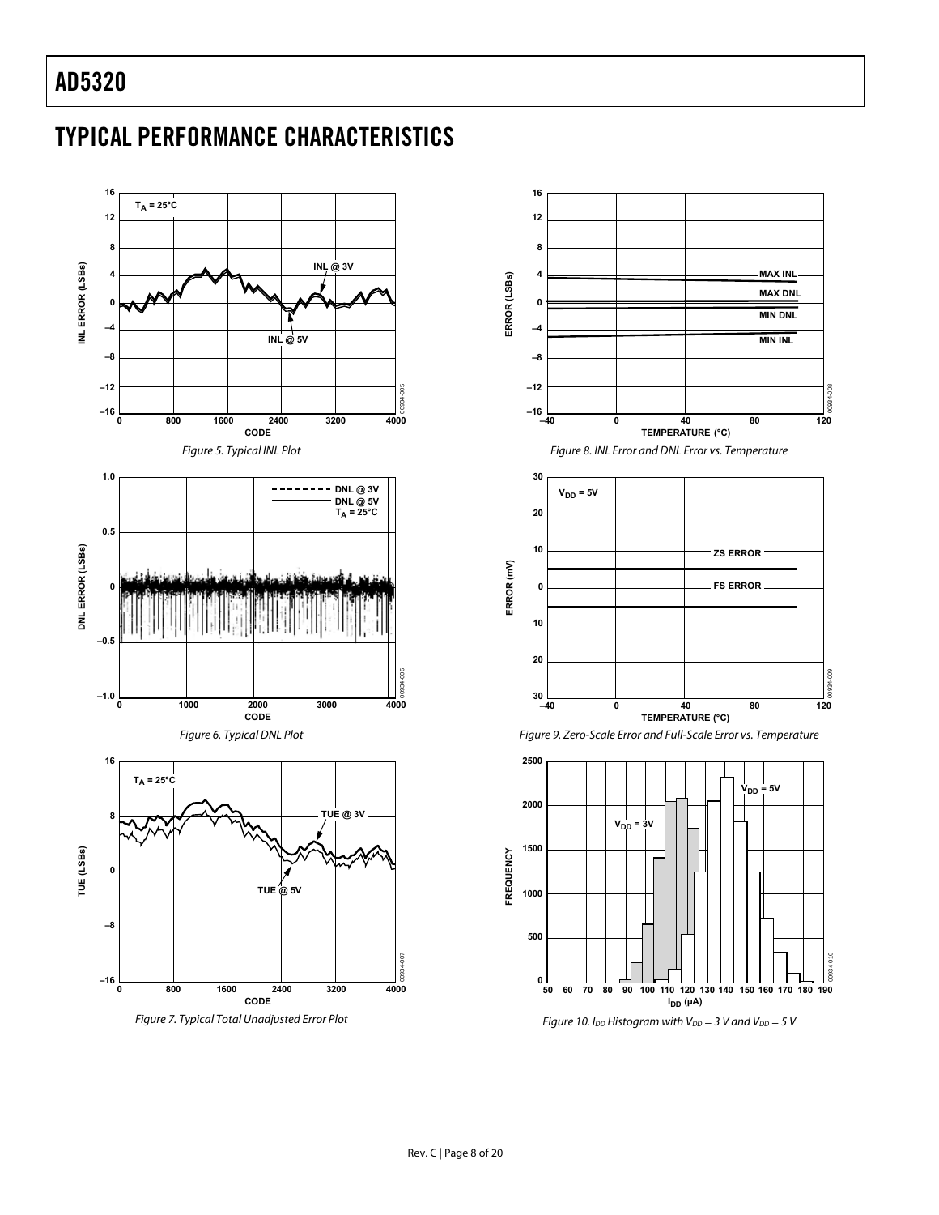## TYPICAL PERFORMANCE CHARACTERISTICS

*Figure 5. Typical INL Plot*

*Figure 6. Typical DNL Plot*

*Figure 7. Typical Total Unadjusted Error Plot*

*Figure 8. INL Error and DNL Error vs. Temperature*

*Figure 9. Zero-Scale Error and Full-Scale Error vs. Temperature*

*Figure 10. $I_{DD}$ Histogram with $V_{DD}$ = 3 V and $V_{DD}$ = 5 V*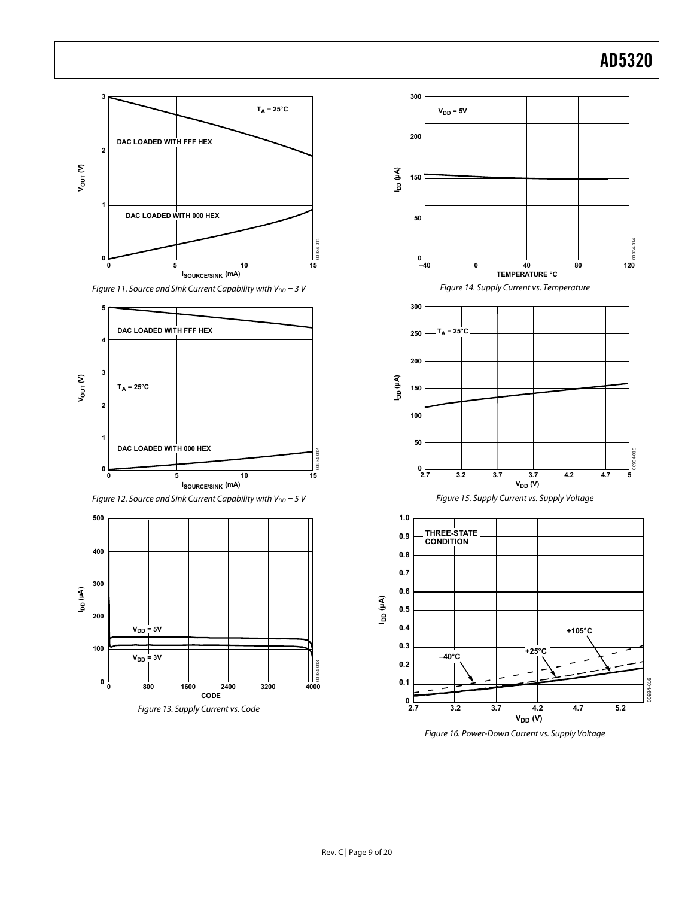Figure 11. Source and Sink Current Capability with $V_{DD}$ = 3 V

Figure 12. Source and Sink Current Capability with $V_{DD}$ = 5 V

Figure 13. Supply Current vs. Code

Figure 14. Supply Current vs. Temperature

Figure 15. Supply Current vs. Supply Voltage

Figure 16. Power-Down Current vs. Supply Voltage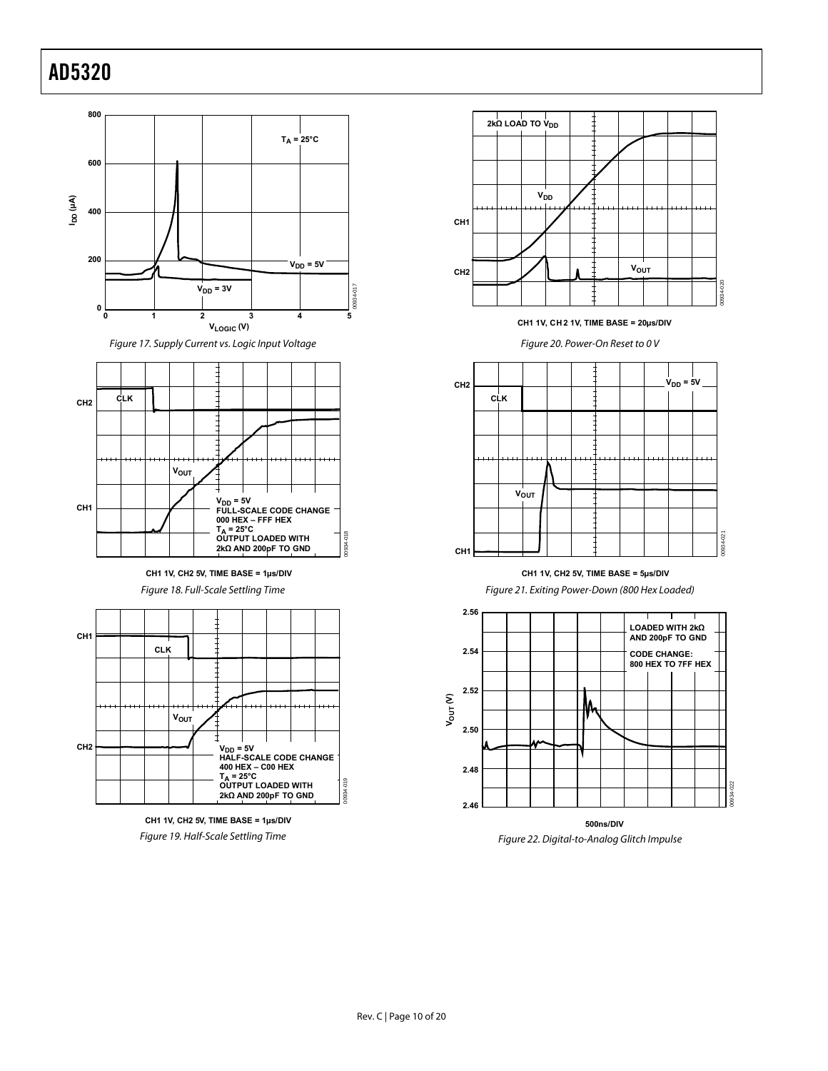Figure 17. Supply Current vs. Logic Input Voltage

CH1 1V, CH2 5V, TIME BASE = 1µs/DIV

Figure 18. Full-Scale Settling Time

CH1 1V, CH2 5V, TIME BASE = 1µs/DIV

Figure 19. Half-Scale Settling Time

CH1 1V, CH2 1V, TIME BASE = 20µs/DIV

Figure 20. Power-On Reset to 0 V

CH1 1V, CH2 5V, TIME BASE = 5µs/DIV

Figure 21. Exiting Power-Down (800 Hex Loaded)

500ns/DIV

Figure 22. Digital-to-Analog Glitch Impulse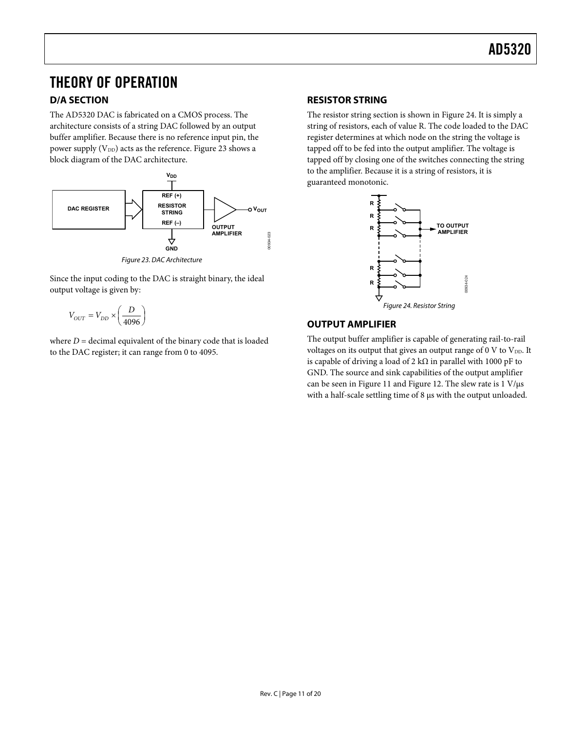# THEORY OF OPERATION

## D/A SECTION

The AD5320 DAC is fabricated on a CMOS process. The architecture consists of a string DAC followed by an output buffer amplifier. Because there is no reference input pin, the power supply ($V_{DD}$) acts as the reference. Figure 23 shows a block diagram of the DAC architecture.

*Figure 23. DAC Architecture*

Since the input coding to the DAC is straight binary, the ideal output voltage is given by:

$$V_{OUT} = V_{DD} \times \left( \frac{D}{4096} \right)$$

where $D$ = decimal equivalent of the binary code that is loaded to the DAC register; it can range from 0 to 4095.

## RESISTOR STRING

The resistor string section is shown in Figure 24. It is simply a string of resistors, each of value R. The code loaded to the DAC register determines at which node on the string the voltage is tapped off to be fed into the output amplifier. The voltage is tapped off by closing one of the switches connecting the string to the amplifier. Because it is a string of resistors, it is guaranteed monotonic.

*Figure 24. Resistor String*

## OUTPUT AMPLIFIER

The output buffer amplifier is capable of generating rail-to-rail voltages on its output that gives an output range of 0 V to $V_{DD}$. It is capable of driving a load of 2 kΩ in parallel with 1000 pF to GND. The source and sink capabilities of the output amplifier can be seen in Figure 11 and Figure 12. The slew rate is 1 V/μs with a half-scale settling time of 8 μs with the output unloaded.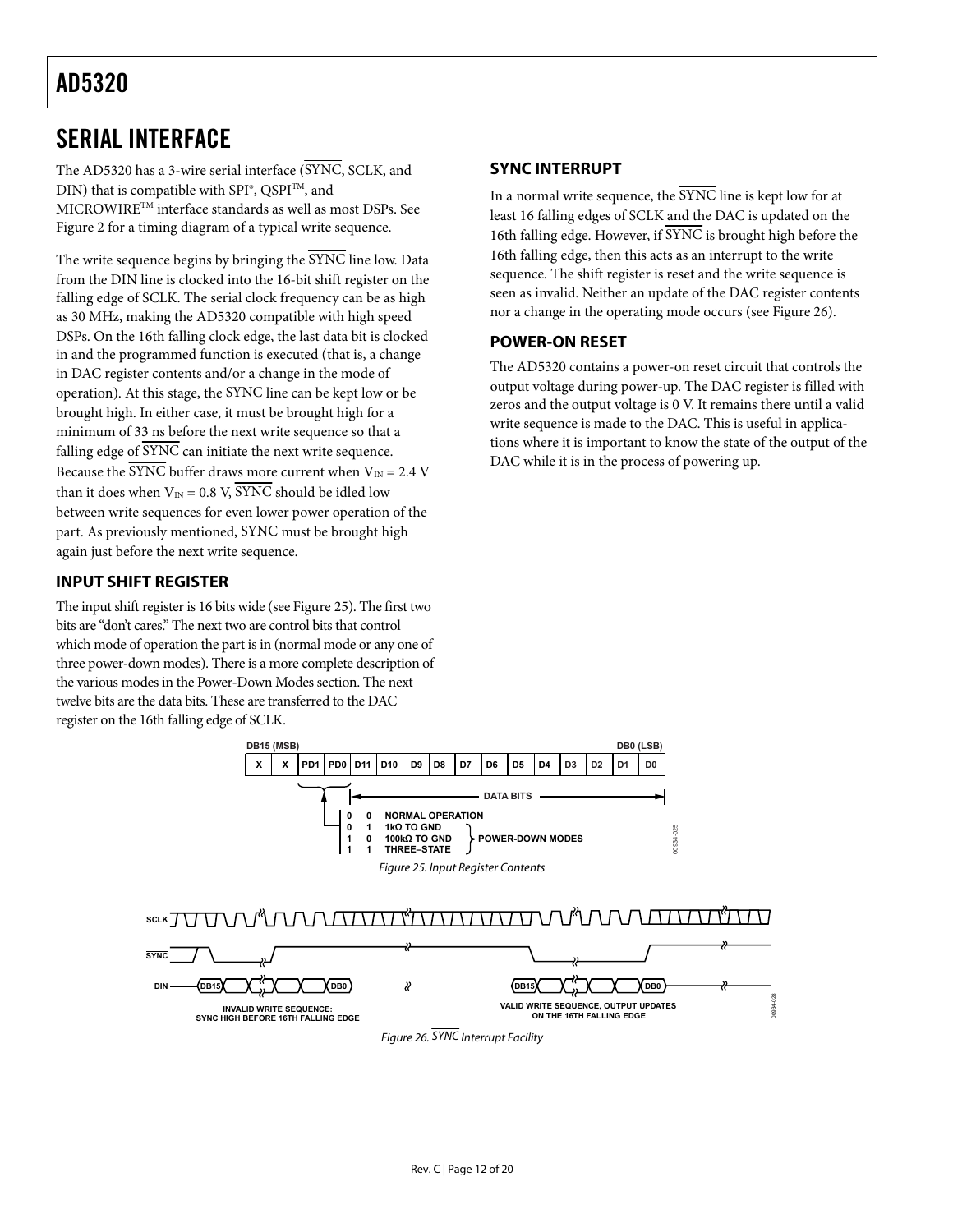# SERIAL INTERFACE

The AD5320 has a 3-wire serial interface ($\overline{SYNC}$, SCLK, and DIN) that is compatible with SPI®, QSPI™, and MICROWIRE™ interface standards as well as most DSPs. See Figure 2 for a timing diagram of a typical write sequence.

The write sequence begins by bringing the $\overline{SYNC}$ line low. Data from the DIN line is clocked into the 16-bit shift register on the falling edge of SCLK. The serial clock frequency can be as high as 30 MHz, making the AD5320 compatible with high speed DSPs. On the 16th falling clock edge, the last data bit is clocked in and the programmed function is executed (that is, a change in DAC register contents and/or a change in the mode of operation). At this stage, the $\overline{SYNC}$ line can be kept low or be brought high. In either case, it must be brought high for a minimum of 33 ns before the next write sequence so that a falling edge of $\overline{SYNC}$ can initiate the next write sequence. Because the $\overline{SYNC}$ buffer draws more current when $V_{IN}$ = 2.4 V than it does when $V_{IN}$ = 0.8 V, $\overline{SYNC}$ should be idled low between write sequences for even lower power operation of the part. As previously mentioned, $\overline{SYNC}$ must be brought high again just before the next write sequence.

## INPUT SHIFT REGISTER

The input shift register is 16 bits wide (see Figure 25). The first two bits are "don't cares." The next two are control bits that control which mode of operation the part is in (normal mode or any one of three power-down modes). There is a more complete description of the various modes in the Power-Down Modes section. The next twelve bits are the data bits. These are transferred to the DAC register on the 16th falling edge of SCLK.

## $\overline{SYNC}$ INTERRUPT

In a normal write sequence, the $\overline{SYNC}$ line is kept low for at least 16 falling edges of SCLK and the DAC is updated on the 16th falling edge. However, if $\overline{SYNC}$ is brought high before the 16th falling edge, then this acts as an interrupt to the write sequence. The shift register is reset and the write sequence is seen as invalid. Neither an update of the DAC register contents nor a change in the operating mode occurs (see Figure 26).

## POWER-ON RESET

The AD5320 contains a power-on reset circuit that controls the output voltage during power-up. The DAC register is filled with zeros and the output voltage is 0 V. It remains there until a valid write sequence is made to the DAC. This is useful in applications where it is important to know the state of the output of the DAC while it is in the process of powering up.

| DB15 (MSB) | | | | | | | | | | | | | | | DB0 (LSB) |
|---|---|---|---|---|---|---|---|---|---|---|---|---|---|---|---|
| X | X | PD1 | PD0 | D11 | D10 | D9 | D8 | D7 | D6 | D5 | D4 | D3 | D2 | D1 | D0 |

DATA BITS: D11 to D0

| PD1 | PD0 | Mode | |
|---|---|---|---|
| 0 | 0 | NORMAL OPERATION | |
| 0 | 1 | 1kΩ TO GND | POWER-DOWN MODES |
| 1 | 0 | 100kΩ TO GND | POWER-DOWN MODES |
| 1 | 1 | THREE-STATE | POWER-DOWN MODES |

Figure 25. Input Register Contents

SCLK, $\overline{SYNC}$, DIN: DB15 … DB0 — INVALID WRITE SEQUENCE: $\overline{SYNC}$ HIGH BEFORE 16TH FALLING EDGE; DB15 … DB0 — VALID WRITE SEQUENCE, OUTPUT UPDATES ON THE 16TH FALLING EDGE

Figure 26. $\overline{SYNC}$ Interrupt Facility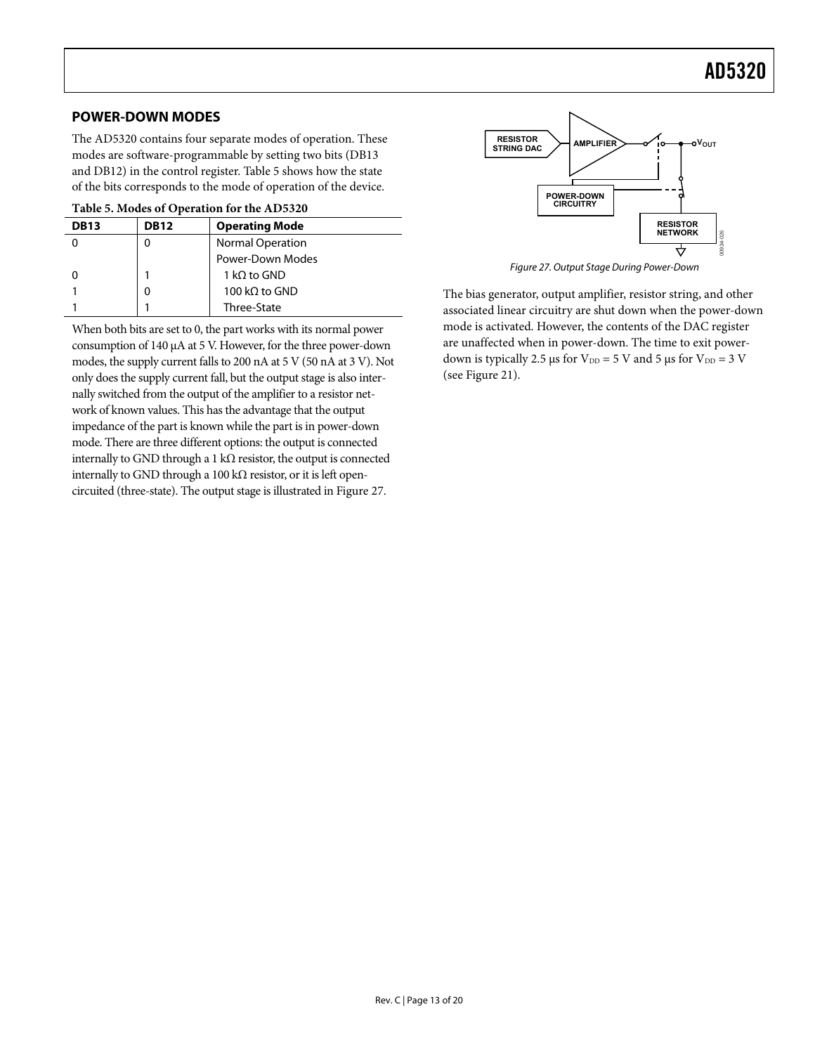## POWER-DOWN MODES

The AD5320 contains four separate modes of operation. These modes are software-programmable by setting two bits (DB13 and DB12) in the control register. Table 5 shows how the state of the bits corresponds to the mode of operation of the device.

**Table 5. Modes of Operation for the AD5320**

| DB13 | DB12 | Operating Mode |
|---|---|---|
| 0 | 0 | Normal Operation |
| | | Power-Down Modes |
| 0 | 1 | 1 kΩ to GND |
| 1 | 0 | 100 kΩ to GND |
| 1 | 1 | Three-State |

When both bits are set to 0, the part works with its normal power consumption of 140 μA at 5 V. However, for the three power-down modes, the supply current falls to 200 nA at 5 V (50 nA at 3 V). Not only does the supply current fall, but the output stage is also internally switched from the output of the amplifier to a resistor network of known values. This has the advantage that the output impedance of the part is known while the part is in power-down mode. There are three different options: the output is connected internally to GND through a 1 kΩ resistor, the output is connected internally to GND through a 100 kΩ resistor, or it is left open-circuited (three-state). The output stage is illustrated in Figure 27.

*Figure 27. Output Stage During Power-Down*

The bias generator, output amplifier, resistor string, and other associated linear circuitry are shut down when the power-down mode is activated. However, the contents of the DAC register are unaffected when in power-down. The time to exit power-down is typically 2.5 μs for $V_{DD}$ = 5 V and 5 μs for $V_{DD}$ = 3 V (see Figure 21).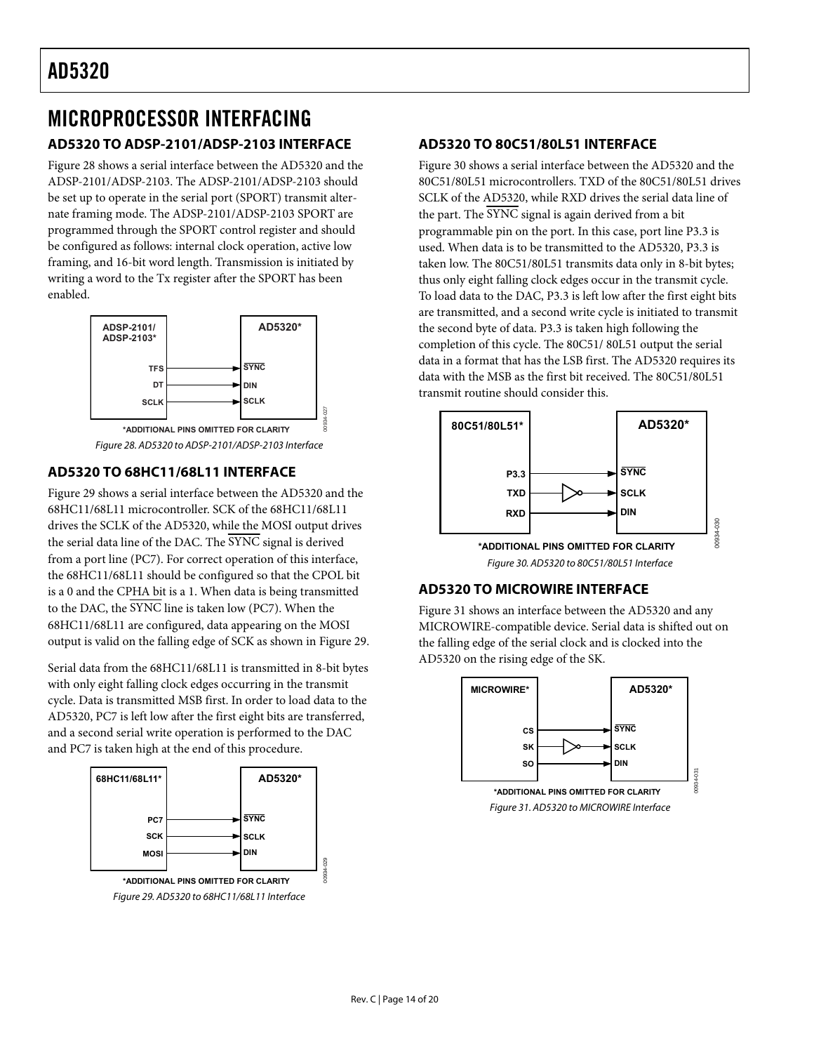# MICROPROCESSOR INTERFACING

## AD5320 TO ADSP-2101/ADSP-2103 INTERFACE

Figure 28 shows a serial interface between the AD5320 and the ADSP-2101/ADSP-2103. The ADSP-2101/ADSP-2103 should be set up to operate in the serial port (SPORT) transmit alternate framing mode. The ADSP-2101/ADSP-2103 SPORT are programmed through the SPORT control register and should be configured as follows: internal clock operation, active low framing, and 16-bit word length. Transmission is initiated by writing a word to the Tx register after the SPORT has been enabled.

*ADDITIONAL PINS OMITTED FOR CLARITY

*Figure 28. AD5320 to ADSP-2101/ADSP-2103 Interface*

## AD5320 TO 68HC11/68L11 INTERFACE

Figure 29 shows a serial interface between the AD5320 and the 68HC11/68L11 microcontroller. SCK of the 68HC11/68L11 drives the SCLK of the AD5320, while the MOSI output drives the serial data line of the DAC. The SYNC signal is derived from a port line (PC7). For correct operation of this interface, the 68HC11/68L11 should be configured so that the CPOL bit is a 0 and the CPHA bit is a 1. When data is being transmitted to the DAC, the SYNC line is taken low (PC7). When the 68HC11/68L11 are configured, data appearing on the MOSI output is valid on the falling edge of SCK as shown in Figure 29.

Serial data from the 68HC11/68L11 is transmitted in 8-bit bytes with only eight falling clock edges occurring in the transmit cycle. Data is transmitted MSB first. In order to load data to the AD5320, PC7 is left low after the first eight bits are transferred, and a second serial write operation is performed to the DAC and PC7 is taken high at the end of this procedure.

*ADDITIONAL PINS OMITTED FOR CLARITY

*Figure 29. AD5320 to 68HC11/68L11 Interface*

## AD5320 TO 80C51/80L51 INTERFACE

Figure 30 shows a serial interface between the AD5320 and the 80C51/80L51 microcontrollers. TXD of the 80C51/80L51 drives SCLK of the AD5320, while RXD drives the serial data line of the part. The SYNC signal is again derived from a bit programmable pin on the port. In this case, port line P3.3 is used. When data is to be transmitted to the AD5320, P3.3 is taken low. The 80C51/80L51 transmits data only in 8-bit bytes; thus only eight falling clock edges occur in the transmit cycle. To load data to the DAC, P3.3 is left low after the first eight bits are transmitted, and a second write cycle is initiated to transmit the second byte of data. P3.3 is taken high following the completion of this cycle. The 80C51/ 80L51 output the serial data in a format that has the LSB first. The AD5320 requires its data with the MSB as the first bit received. The 80C51/80L51 transmit routine should consider this.

*ADDITIONAL PINS OMITTED FOR CLARITY

*Figure 30. AD5320 to 80C51/80L51 Interface*

## AD5320 TO MICROWIRE INTERFACE

Figure 31 shows an interface between the AD5320 and any MICROWIRE-compatible device. Serial data is shifted out on the falling edge of the serial clock and is clocked into the AD5320 on the rising edge of the SK.

*ADDITIONAL PINS OMITTED FOR CLARITY

*Figure 31. AD5320 to MICROWIRE Interface*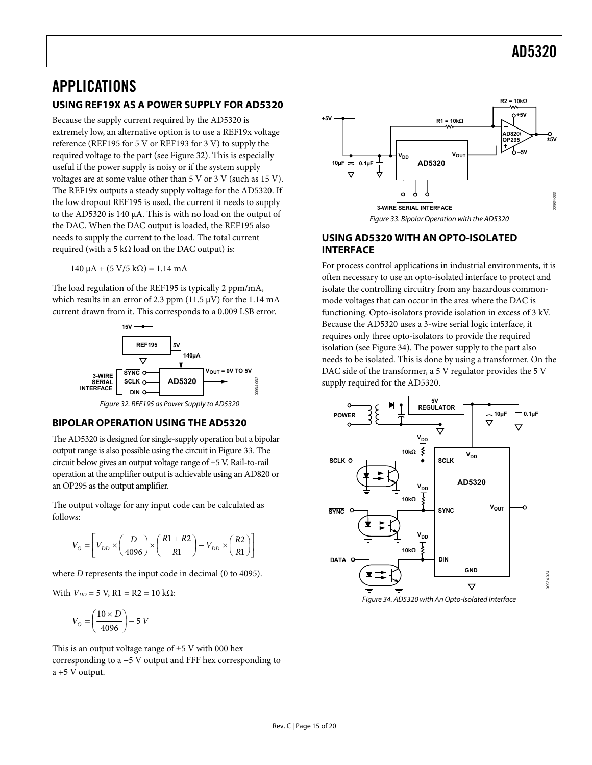# APPLICATIONS

## USING REF19X AS A POWER SUPPLY FOR AD5320

Because the supply current required by the AD5320 is extremely low, an alternative option is to use a REF19x voltage reference (REF195 for 5 V or REF193 for 3 V) to supply the required voltage to the part (see Figure 32). This is especially useful if the power supply is noisy or if the system supply voltages are at some value other than 5 V or 3 V (such as 15 V). The REF19x outputs a steady supply voltage for the AD5320. If the low dropout REF195 is used, the current it needs to supply to the AD5320 is 140 μA. This is with no load on the output of the DAC. When the DAC output is loaded, the REF195 also needs to supply the current to the load. The total current required (with a 5 kΩ load on the DAC output) is:

140 μA + (5 V/5 kΩ) = 1.14 mA

The load regulation of the REF195 is typically 2 ppm/mA, which results in an error of 2.3 ppm (11.5 μV) for the 1.14 mA current drawn from it. This corresponds to a 0.009 LSB error.

*Figure 32. REF195 as Power Supply to AD5320*

## BIPOLAR OPERATION USING THE AD5320

The AD5320 is designed for single-supply operation but a bipolar output range is also possible using the circuit in Figure 33. The circuit below gives an output voltage range of ±5 V. Rail-to-rail operation at the amplifier output is achievable using an AD820 or an OP295 as the output amplifier.

The output voltage for any input code can be calculated as follows:

$$V_O = \left[ V_{DD} \times \left( \frac{D}{4096} \right) \times \left( \frac{R1 + R2}{R1} \right) - V_{DD} \times \left( \frac{R2}{R1} \right) \right]$$

where $D$ represents the input code in decimal (0 to 4095).

With $V_{DD}$ = 5 V, R1 = R2 = 10 kΩ:

$$V_O = \left( \frac{10 \times D}{4096} \right) - 5\ V$$

This is an output voltage range of ±5 V with 000 hex corresponding to a −5 V output and FFF hex corresponding to a +5 V output.

*Figure 33. Bipolar Operation with the AD5320*

## USING AD5320 WITH AN OPTO-ISOLATED INTERFACE

For process control applications in industrial environments, it is often necessary to use an opto-isolated interface to protect and isolate the controlling circuitry from any hazardous common-mode voltages that can occur in the area where the DAC is functioning. Opto-isolators provide isolation in excess of 3 kV. Because the AD5320 uses a 3-wire serial logic interface, it requires only three opto-isolators to provide the required isolation (see Figure 34). The power supply to the part also needs to be isolated. This is done by using a transformer. On the DAC side of the transformer, a 5 V regulator provides the 5 V supply required for the AD5320.

*Figure 34. AD5320 with An Opto-Isolated Interface*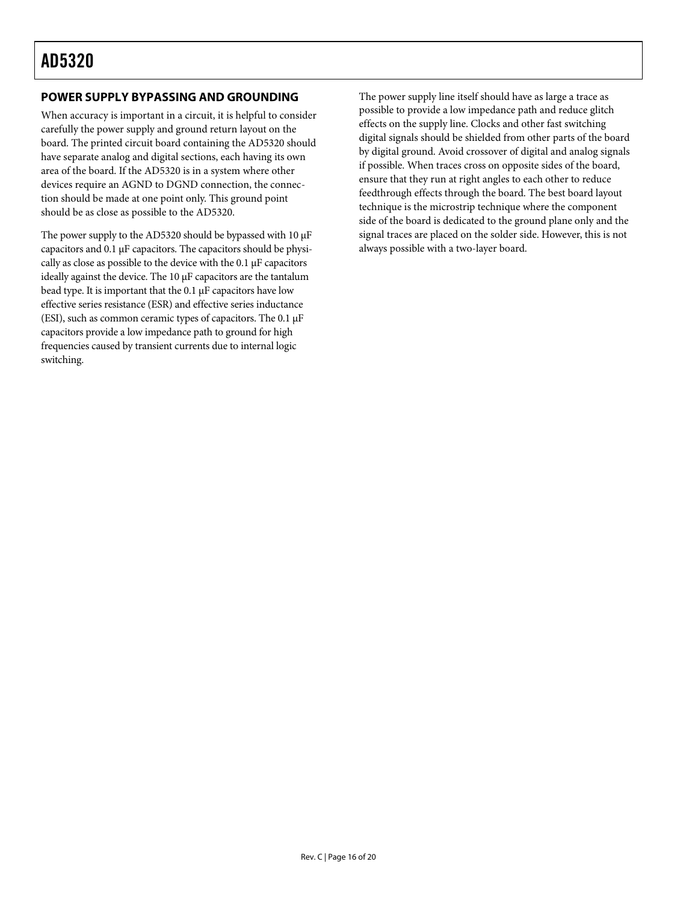## POWER SUPPLY BYPASSING AND GROUNDING

When accuracy is important in a circuit, it is helpful to consider carefully the power supply and ground return layout on the board. The printed circuit board containing the AD5320 should have separate analog and digital sections, each having its own area of the board. If the AD5320 is in a system where other devices require an AGND to DGND connection, the connection should be made at one point only. This ground point should be as close as possible to the AD5320.

The power supply to the AD5320 should be bypassed with 10 μF capacitors and 0.1 μF capacitors. The capacitors should be physically as close as possible to the device with the 0.1 μF capacitors ideally against the device. The 10 μF capacitors are the tantalum bead type. It is important that the 0.1 μF capacitors have low effective series resistance (ESR) and effective series inductance (ESI), such as common ceramic types of capacitors. The 0.1 μF capacitors provide a low impedance path to ground for high frequencies caused by transient currents due to internal logic switching.

The power supply line itself should have as large a trace as possible to provide a low impedance path and reduce glitch effects on the supply line. Clocks and other fast switching digital signals should be shielded from other parts of the board by digital ground. Avoid crossover of digital and analog signals if possible. When traces cross on opposite sides of the board, ensure that they run at right angles to each other to reduce feedthrough effects through the board. The best board layout technique is the microstrip technique where the component side of the board is dedicated to the ground plane only and the signal traces are placed on the solder side. However, this is not always possible with a two-layer board.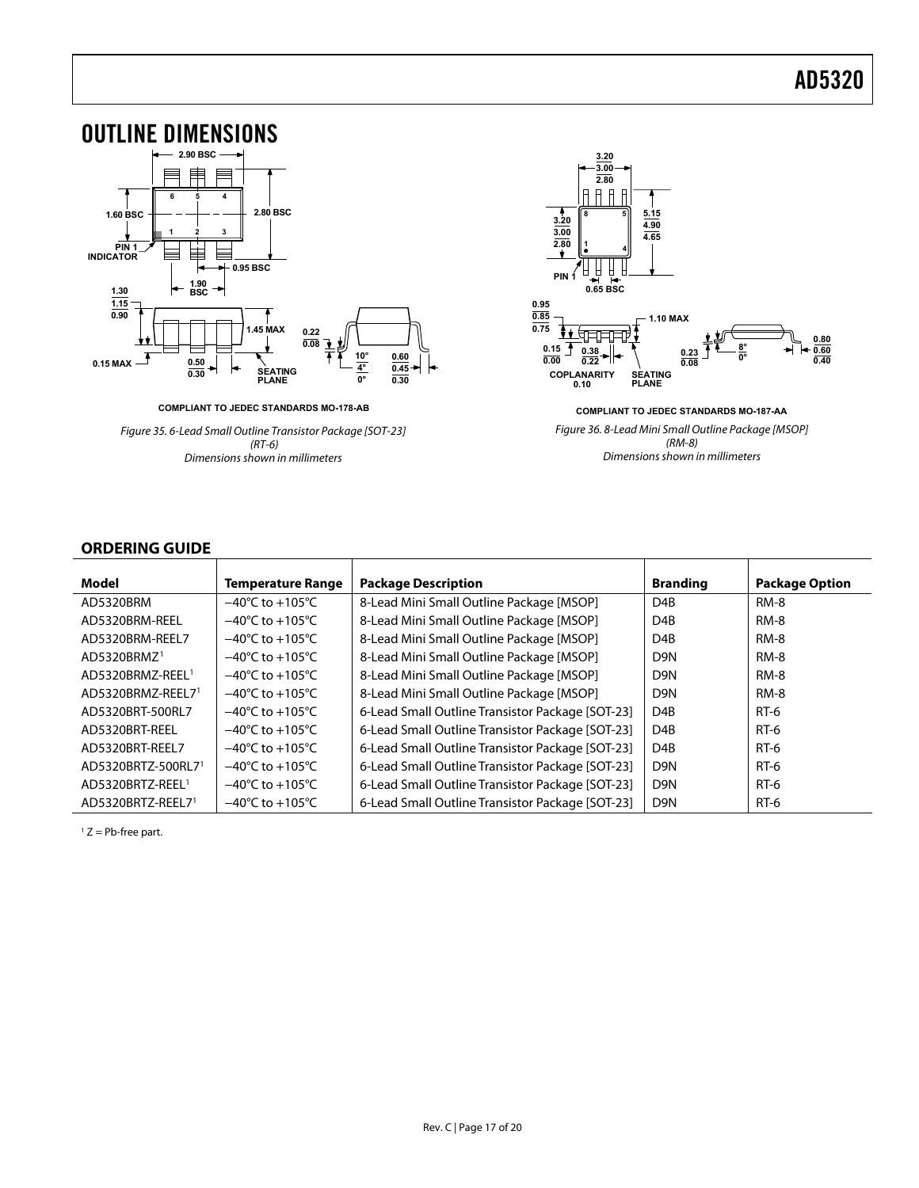## OUTLINE DIMENSIONS

COMPLIANT TO JEDEC STANDARDS MO-178-AB

*Figure 35. 6-Lead Small Outline Transistor Package [SOT-23] (RT-6) Dimensions shown in millimeters*

COMPLIANT TO JEDEC STANDARDS MO-187-AA

*Figure 36. 8-Lead Mini Small Outline Package [MSOP] (RM-8) Dimensions shown in millimeters*

### ORDERING GUIDE

| Model | Temperature Range | Package Description | Branding | Package Option |
|---|---|---|---|---|
| AD5320BRM | −40°C to +105°C | 8-Lead Mini Small Outline Package [MSOP] | D4B | RM-8 |
| AD5320BRM-REEL | −40°C to +105°C | 8-Lead Mini Small Outline Package [MSOP] | D4B | RM-8 |
| AD5320BRM-REEL7 | −40°C to +105°C | 8-Lead Mini Small Outline Package [MSOP] | D4B | RM-8 |
| AD5320BRMZ[1] | −40°C to +105°C | 8-Lead Mini Small Outline Package [MSOP] | D9N | RM-8 |
| AD5320BRMZ-REEL[1] | −40°C to +105°C | 8-Lead Mini Small Outline Package [MSOP] | D9N | RM-8 |
| AD5320BRMZ-REEL7[1] | −40°C to +105°C | 8-Lead Mini Small Outline Package [MSOP] | D9N | RM-8 |
| AD5320BRT-500RL7 | −40°C to +105°C | 6-Lead Small Outline Transistor Package [SOT-23] | D4B | RT-6 |
| AD5320BRT-REEL | −40°C to +105°C | 6-Lead Small Outline Transistor Package [SOT-23] | D4B | RT-6 |
| AD5320BRT-REEL7 | −40°C to +105°C | 6-Lead Small Outline Transistor Package [SOT-23] | D4B | RT-6 |
| AD5320BRTZ-500RL7[1] | −40°C to +105°C | 6-Lead Small Outline Transistor Package [SOT-23] | D9N | RT-6 |
| AD5320BRTZ-REEL[1] | −40°C to +105°C | 6-Lead Small Outline Transistor Package [SOT-23] | D9N | RT-6 |
| AD5320BRTZ-REEL7[1] | −40°C to +105°C | 6-Lead Small Outline Transistor Package [SOT-23] | D9N | RT-6 |

[1] Z = Pb-free part.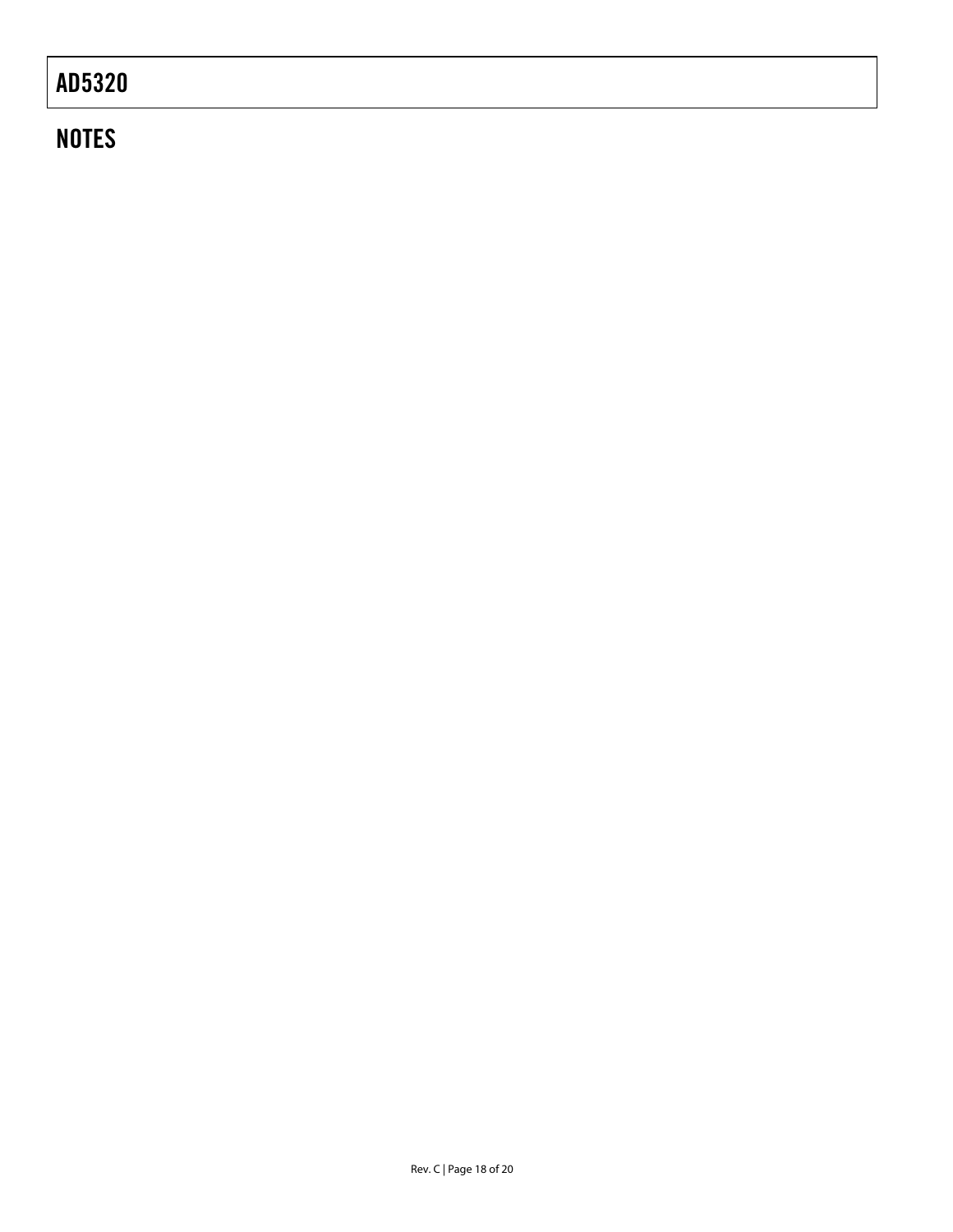## NOTES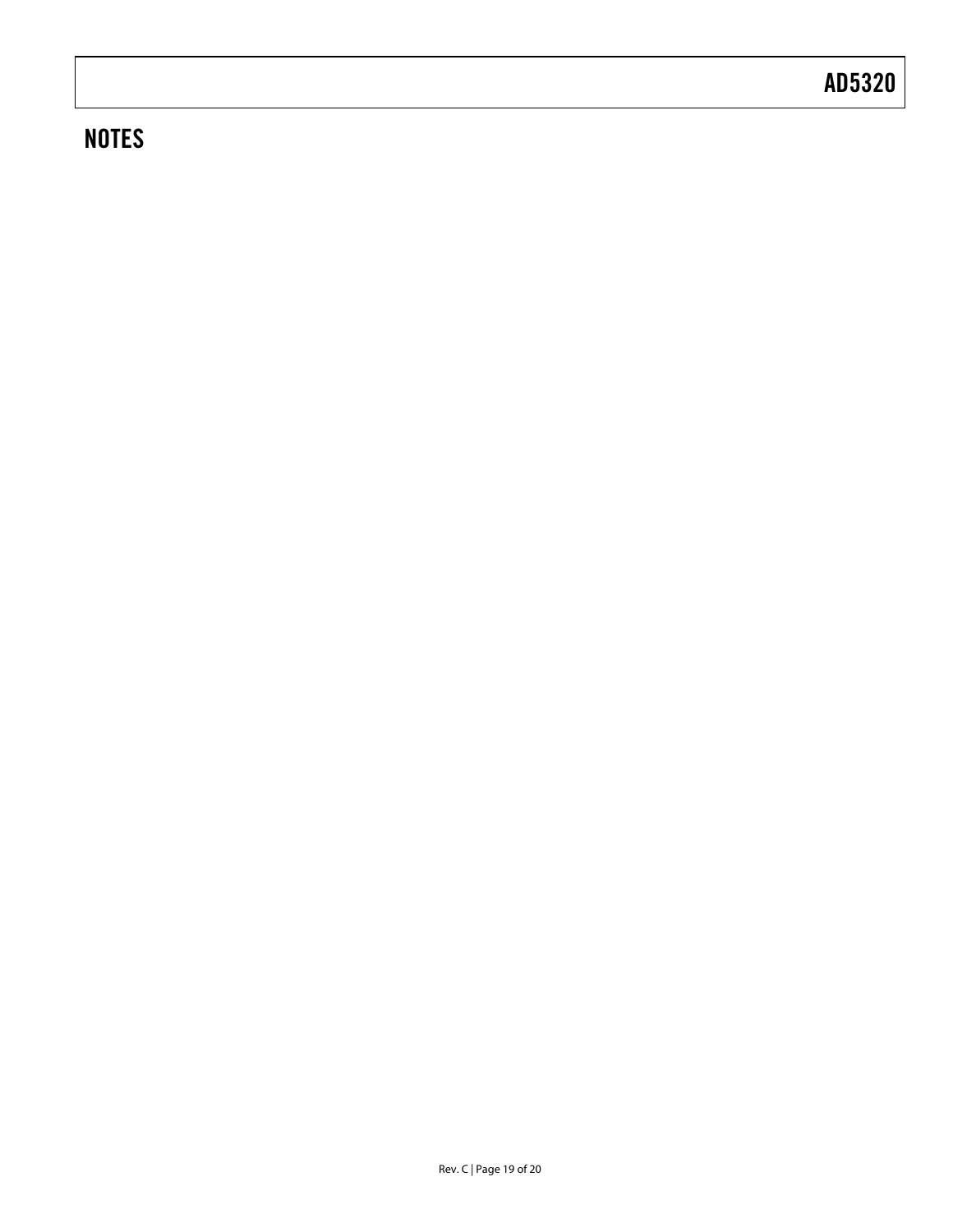## NOTES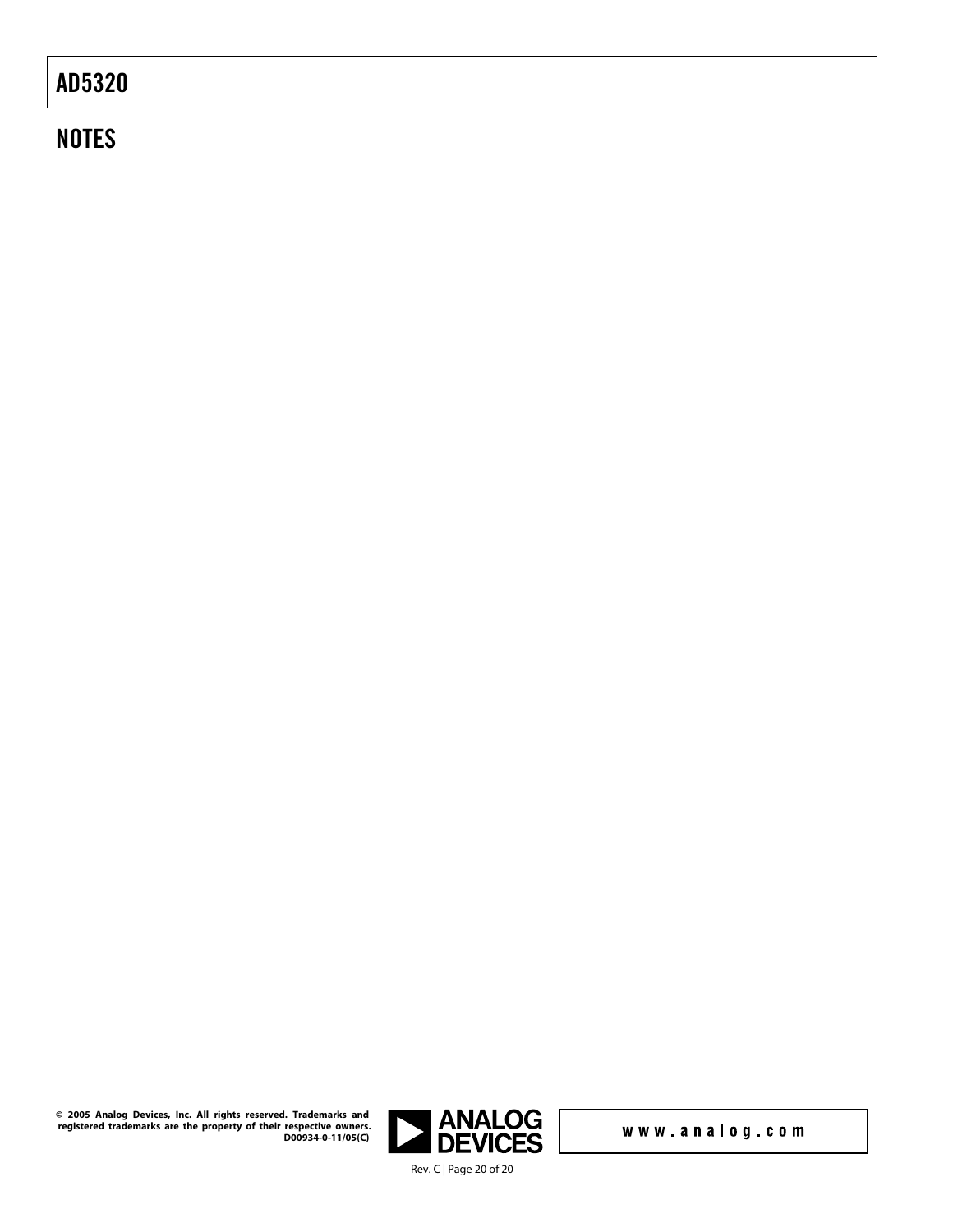## NOTES

© 2005 Analog Devices, Inc. All rights reserved. Trademarks and registered trademarks are the property of their respective owners.
D00934-0-11/05(C)

www.analog.com